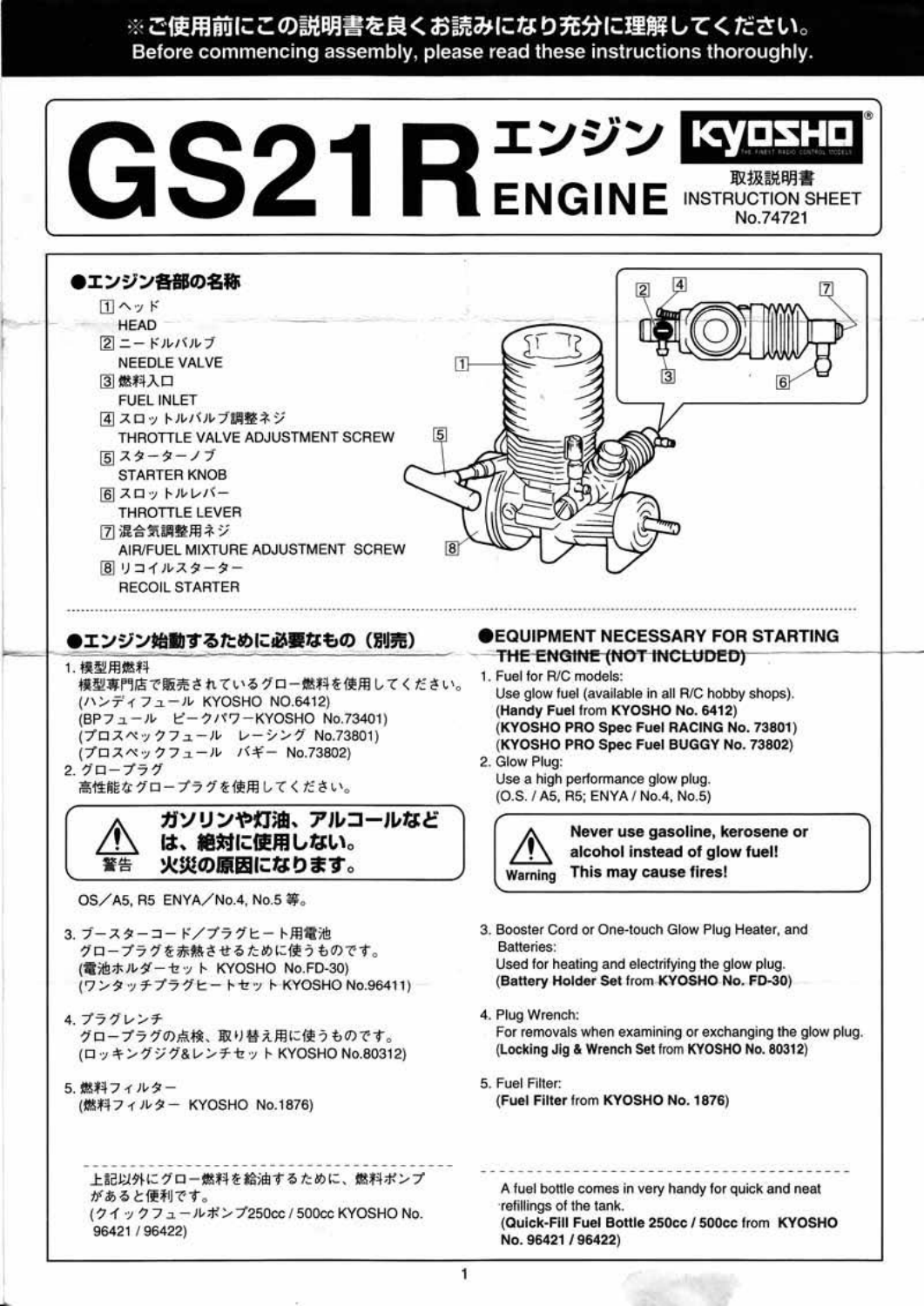※ご使用前にこの説明書を良くお読みになり充分に理解してください。
Before commencing assembly, please read these instructions thoroughly.

# GS21R エンジン ENGINE

KYOSHO
取扱説明書
INSTRUCTION SHEET
No.74721

## ●エンジン各部の名称

1. ヘッド
   HEAD
2. ニードルバルブ
   NEEDLE VALVE
3. 燃料入口
   FUEL INLET
4. スロットルバルブ調整ネジ
   THROTTLE VALVE ADJUSTMENT SCREW
5. スターターノブ
   STARTER KNOB
6. スロットルレバー
   THROTTLE LEVER
7. 混合気調整用ネジ
   AIR/FUEL MIXTURE ADJUSTMENT SCREW
8. リコイルスターター
   RECOIL STARTER

## ●エンジン始動するために必要なもの（別売）

1. 模型用燃料
   模型専門店で販売されているグロー燃料を使用してください。
   (ハンディフュール KYOSHO NO.6412)
   (BPフュール ピークパワーKYOSHO No.73401)
   (プロスペックフュール レーシング No.73801)
   (プロスペックフュール バギー No.73802)
2. グロープラグ
   高性能なグロープラグを使用してください。

> **警告** ガソリンや灯油、アルコールなどは、絶対に使用しない。火災の原因になります。

OS／A5, R5 ENYA／No.4, No.5 等。

3. ブースターコード／プラグヒート用電池
   グロープラグを赤熱させるために使うものです。
   (電池ホルダーセット KYOSHO No.FD-30)
   (ワンタッチプラグヒートセット KYOSHO No.96411)
4. プラグレンチ
   グロープラグの点検、取り替え用に使うものです。
   (ロッキングジグ&レンチセット KYOSHO No.80312)
5. 燃料フィルター
   (燃料フィルター KYOSHO No.1876)

上記以外にグロー燃料を給油するために、燃料ポンプがあると便利です。
(クイックフュールポンプ250cc / 500cc KYOSHO No. 96421 / 96422)

## ●EQUIPMENT NECESSARY FOR STARTING THE ENGINE (NOT INCLUDED)

1. Fuel for R/C models:
   Use glow fuel (available in all R/C hobby shops).
   (**Handy Fuel** from **KYOSHO No. 6412**)
   (**KYOSHO PRO Spec Fuel RACING No. 73801**)
   (**KYOSHO PRO Spec Fuel BUGGY No. 73802**)
2. Glow Plug:
   Use a high performance glow plug.
   (O.S. / A5, R5; ENYA / No.4, No.5)

> **Warning** **Never use gasoline, kerosene or alcohol instead of glow fuel! This may cause fires!**

3. Booster Cord or One-touch Glow Plug Heater, and Batteries:
   Used for heating and electrifying the glow plug.
   (**Battery Holder Set** from **KYOSHO No. FD-30**)
4. Plug Wrench:
   For removals when examining or exchanging the glow plug.
   (**Locking Jig & Wrench Set** from **KYOSHO No. 80312**)
5. Fuel Filter:
   (**Fuel Filter** from **KYOSHO No. 1876**)

A fuel bottle comes in very handy for quick and neat refillings of the tank.
(**Quick-Fill Fuel Bottle 250cc / 500cc** from **KYOSHO No. 96421 / 96422**)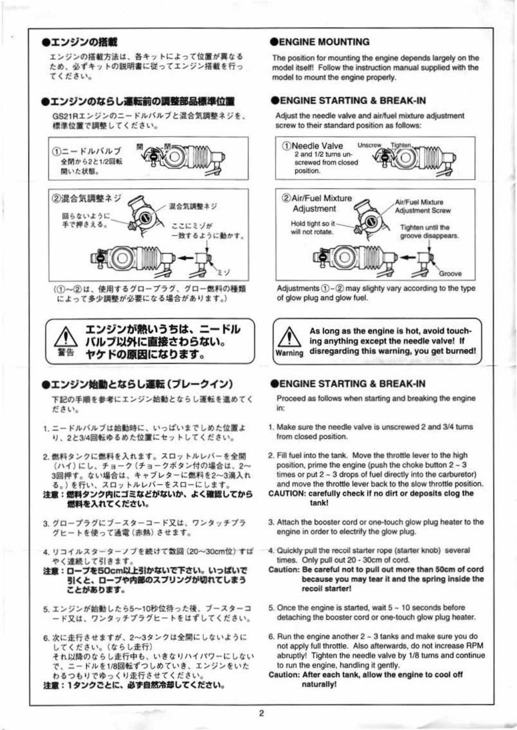## ●エンジンの搭載

エンジンの搭載方法は、各キットによって位置が異なるため、必ずキットの説明書に従ってエンジン搭載を行ってください。

## ●ENGINE MOUNTING

The position for mounting the engine depends largely on the model itself! Follow the instruction manual supplied with the model to mount the engine properly.

## ●エンジンのならし運転前の調整部品標準位置

GS21Rエンジンのニードルバルブと混合気調整ネジを、標準位置で調整してください。

①ニードルバルブ
全閉から2と1/2回転開いた状態。
開　閉

②混合気調整ネジ
回らないように手で押さえる。
混合気調整ネジ
ここにミゾが一致するように動かす。
ミゾ

(①～②は、使用するグロープラグ、グロー燃料の種類によって多少調整が必要になる場合があります。)

## ●ENGINE STARTING & BREAK-IN

Adjust the needle valve and air/fuel mixture adjustment screw to their standard position as follows:

①Needle Valve
2 and 1/2 turns unscrewed from closed position.
Unscrew　Tighten

②Air/Fuel Mixture Adjustment
Hold tight so it will not rotate.
Air/Fuel Mixture Adjustment Screw
Tighten until the groove disappears.
Groove

Adjustments ①-② may slighty vary according to the type of glow plug and glow fuel.

> ⚠ 警告
> **エンジンが熱いうちは、ニードルバルブ以外に直接さわらない。ヤケドの原因になります。**

> ⚠ Warning
> **As long as the engine is hot, avoid touching anything except the needle valve! If disregarding this warning, you get burned!**

## ●エンジン始動とならし運転（ブレークイン）

下記の手順を参考にエンジン始動とならし運転を進めてください。

1. ニードルバルブは始動時に、いっぱいまでしめた位置より、2と3/4回転ゆるめた位置にセットしてください。

2. 燃料タンクに燃料を入れます。スロットルレバーを全開（ハイ）にし、チョーク（チョークボタン付の場合は、2～3回押す。ない場合は、キャブレターに燃料を2~3滴入れる。）を行い、スロットルレバーをスローにします。
**注意：燃料タンク内にゴミなどがないか、よく確認してから燃料を入れてください。**

3. グロープラグにブースターコード又は、ワンタッチプラグヒートを使って通電（赤熱）させます。

4. リコイルスターターノブを続けて数回（20～30cm位）すばやく連続して引きます。
**注意：ロープを50cm以上引かないで下さい。いっぱいで引くと、ロープや内部のスプリングが切れてしまうことがあります。**

5. エンジンが始動したら5～10秒位待った後、ブースターコード又は、ワンタッチプラグヒートをはずしてください。

6. 次に走行させますが、2~3タンクは全開にしないようにしてください。（ならし走行）
それ以降のならし走行中も、いきなりハイパワーにしないで、ニードルを1/8回転ずつしめていき、エンジンをいたわるつもりでゆっくり走行させてください。
**注意：1タンクごとに、必ず自然冷却してください。**

## ●ENGINE STARTING & BREAK-IN

Proceed as follows when starting and breaking the engine in:

1. Make sure the needle valve is unscrewed 2 and 3/4 turns from closed position.

2. Fill fuel into the tank. Move the throttle lever to the high position, prime the engine (push the choke button 2 - 3 times or put 2 - 3 drops of fuel directly into the carburetor) and move the throttle lever back to the slow throttle position.
**CAUTION: carefully check if no dirt or deposits clog the tank!**

3. Attach the booster cord or one-touch glow plug heater to the engine in order to electrify the glow plug.

4. Quickly pull the recoil starter rope (starter knob) several times. Only pull out 20 - 30cm of cord.
**Caution: Be careful not to pull out more than 50cm of cord because you may tear it and the spring inside the recoil starter!**

5. Once the engine is started, wait 5 - 10 seconds before detaching the booster cord or one-touch glow plug heater.

6. Run the engine another 2 - 3 tanks and make sure you do not apply full throttle. Also afterwards, do not increase RPM abruptly! Tighten the needle valve by 1/8 turns and continue to run the engine, handling it gently.
**Caution: After each tank, allow the engine to cool off naturally!**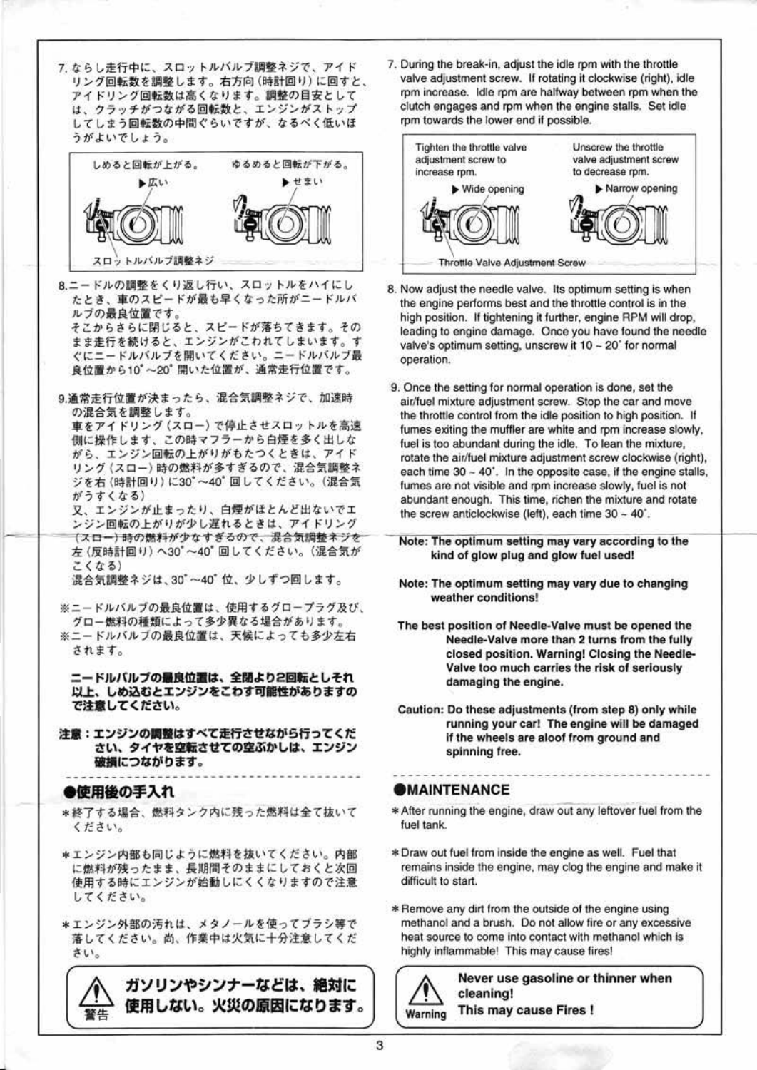7. ならし走行中に、スロットルバルブ調整ネジで、アイドリング回転数を調整します。右方向（時計回り）に回すと、アイドリング回転数は高くなります。調整の目安としては、クラッチがつながる回転数と、エンジンがストップしてしまう回転数の中間ぐらいですが、なるべく低いほうがよいでしょう。

しめると回転が上がる。 ▶広い
ゆるめると回転が下がる。 ▶せまい
スロットルバルブ調整ネジ

8. ニードルの調整をくり返し行い、スロットルをハイにしたとき、車のスピードが最も早くなった所がニードルバルブの最良位置です。
そこからさらに閉じると、スピードが落ちてきます。そのまま走行を続けると、エンジンがこわれてしまいます。すぐにニードルバルブを開いてください。ニードルバルブ最良位置から10°～20°開いた位置が、通常走行位置です。

9. 通常走行位置が決まったら、混合気調整ネジで、加速時の混合気を調整します。
車をアイドリング（スロー）で停止させスロットルを高速側に操作します、この時マフラーから白煙を多く出しながら、エンジン回転の上がりがもたつくときは、アイドリング（スロー）時の燃料が多すぎるので、混合気調整ネジを右（時計回り）に30°～40°回してください。（混合気がうすくなる）
又、エンジンが止まったり、白煙がほとんど出ないでエンジン回転の上がりが少し遅れるときは、アイドリング（スロー）時の燃料が少なすぎるので、混合気調整ネジを左（反時計回り）へ30°～40°回してください。（混合気がこくなる）
混合気調整ネジは、30°～40°位、少しずつ回します。

※ニードルバルブの最良位置は、使用するグロープラグ及び、グロー燃料の種類によって多少異なる場合があります。
※ニードルバルブの最良位置は、天候によっても多少左右されます。

**ニードルバルブの最良位置は、全閉より2回転としそれ以上、しめ込むとエンジンをこわす可能性がありますので注意してください。**

**注意：エンジンの調整はすべて走行させながら行ってください、タイヤを空転させての空ぶかしは、エンジン破損につながります。**

## ●使用後の手入れ

＊終了する場合、燃料タンク内に残った燃料は全て抜いてください。

＊エンジン内部も同じように燃料を抜いてください。内部に燃料が残ったまま、長期間そのままにしておくと次回使用する時にエンジンが始動しにくくなりますので注意してください。

＊エンジン外部の汚れは、メタノールを使ってブラシ等で落してください。尚、作業中は火気に十分注意してください。

⚠ 警告 **ガソリンやシンナーなどは、絶対に使用しない。火災の原因になります。**

7. During the break-in, adjust the idle rpm with the throttle valve adjustment screw. If rotating it clockwise (right), idle rpm increase. Idle rpm are halfway between rpm when the clutch engages and rpm when the engine stalls. Set idle rpm towards the lower end if possible.

Tighten the throttle valve adjustment screw to increase rpm. ▶ Wide opening
Unscrew the throttle valve adjustment screw to decrease rpm. ▶ Narrow opening
Throttle Valve Adjustment Screw

8. Now adjust the needle valve. Its optimum setting is when the engine performs best and the throttle control is in the high position. If tightening it further, engine RPM will drop, leading to engine damage. Once you have found the needle valve's optimum setting, unscrew it 10 ~ 20° for normal operation.

9. Once the setting for normal operation is done, set the air/fuel mixture adjustment screw. Stop the car and move the throttle control from the idle position to high position. If fumes exiting the muffler are white and rpm increase slowly, fuel is too abundant during the idle. To lean the mixture, rotate the air/fuel mixture adjustment screw clockwise (right), each time 30 ~ 40°. In the opposite case, if the engine stalls, fumes are not visible and rpm increase slowly, fuel is not abundant enough. This time, richen the mixture and rotate the screw anticlockwise (left), each time 30 ~ 40°.

**Note: The optimum setting may vary according to the kind of glow plug and glow fuel used!**

**Note: The optimum setting may vary due to changing weather conditions!**

**The best position of Needle-Valve must be opened the Needle-Valve more than 2 turns from the fully closed position. Warning! Closing the Needle-Valve too much carries the risk of seriously damaging the engine.**

**Caution: Do these adjustments (from step 8) only while running your car! The engine will be damaged if the wheels are aloof from ground and spinning free.**

## ●MAINTENANCE

* After running the engine, draw out any leftover fuel from the fuel tank.

* Draw out fuel from inside the engine as well. Fuel that remains inside the engine, may clog the engine and make it difficult to start.

* Remove any dirt from the outside of the engine using methanol and a brush. Do not allow fire or any excessive heat source to come into contact with methanol which is highly inflammable! This may cause fires!

⚠ Warning **Never use gasoline or thinner when cleaning! This may cause Fires !**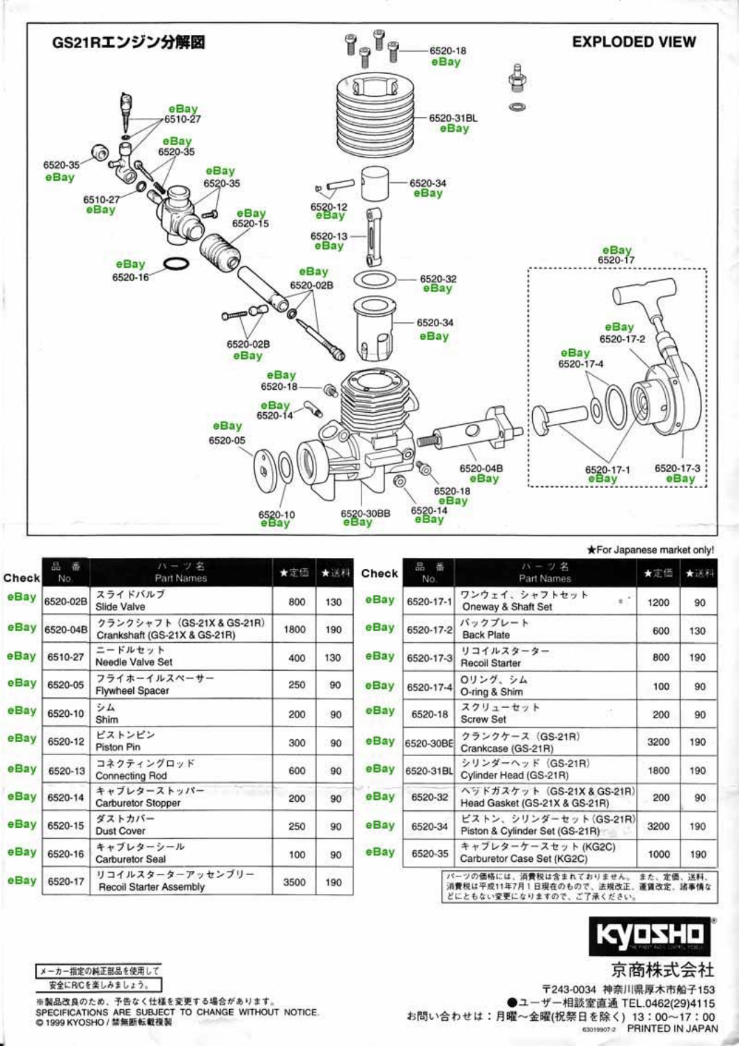# GS21Rエンジン分解図

## EXPLODED VIEW

6520-18
6520-31BL
6510-27
6520-35
6520-35
6520-35
6510-27
6520-15
6520-16
6520-12
6520-13
6520-34
6520-32
6520-34
6520-02B
6520-02B
6520-18
6520-14
6520-05
6520-17
6520-17-2
6520-17-4
6520-04B
6520-18
6520-14
6520-10
6520-30BB
6520-17-1
6520-17-3

★For Japanese market only!

| Check | 品番 No. | パーツ名 Part Names | ★定価 | ★送料 |
|---|---|---|---|---|
| eBay | 6520-02B | スライドバルブ Slide Valve | 800 | 130 |
| eBay | 6520-04B | クランクシャフト (GS-21X & GS-21R) Crankshaft (GS-21X & GS-21R) | 1800 | 190 |
| eBay | 6510-27 | ニードルセット Needle Valve Set | 400 | 130 |
| eBay | 6520-05 | フライホーイルスペーサー Flywheel Spacer | 250 | 90 |
| eBay | 6520-10 | シム Shim | 200 | 90 |
| eBay | 6520-12 | ピストンピン Piston Pin | 300 | 90 |
| eBay | 6520-13 | コネクティングロッド Connecting Rod | 600 | 90 |
| eBay | 6520-14 | キャブレターストッパー Carburetor Stopper | 200 | 90 |
| eBay | 6520-15 | ダストカバー Dust Cover | 250 | 90 |
| eBay | 6520-16 | キャブレターシール Carburetor Seal | 100 | 90 |
| eBay | 6520-17 | リコイルスターターアッセンブリー Recoil Starter Assembly | 3500 | 190 |

| Check | 品番 No. | パーツ名 Part Names | ★定価 | ★送料 |
|---|---|---|---|---|
| eBay | 6520-17-1 | ワンウェイ、シャフトセット Oneway & Shaft Set | 1200 | 90 |
| eBay | 6520-17-2 | バックプレート Back Plate | 600 | 130 |
| eBay | 6520-17-3 | リコイルスターター Recoil Starter | 800 | 190 |
| eBay | 6520-17-4 | Oリング、シム O-ring & Shim | 100 | 90 |
| eBay | 6520-18 | スクリューセット Screw Set | 200 | 90 |
| eBay | 6520-30BB | クランクケース (GS-21R) Crankcase (GS-21R) | 3200 | 190 |
| eBay | 6520-31BL | シリンダーヘッド (GS-21R) Cylinder Head (GS-21R) | 1800 | 190 |
| eBay | 6520-32 | ヘッドガスケット (GS-21X & GS-21R) Head Gasket (GS-21X & GS-21R) | 200 | 90 |
| eBay | 6520-34 | ピストン、シリンダーセット (GS-21R) Piston & Cylinder Set (GS-21R) | 3200 | 190 |
| eBay | 6520-35 | キャブレターケースセット (KG2C) Carburetor Case Set (KG2C) | 1000 | 190 |

パーツの価格には、消費税は含まれておりません。また、定価、送料、消費税は平成11年7月1日現在のもので、法規改正、運賃改正、諸事情などにともない変更になりますので、ご了承ください。

メーカー指定の純正部品を使用して
安全にR/Cを楽しみましょう。

※製品改良のため、予告なく仕様を変更する場合があります。
SPECIFICATIONS ARE SUBJECT TO CHANGE WITHOUT NOTICE.
© 1999 KYOSHO / 禁無断転載複製

KYOSHO
京商株式会社
〒243-0034 神奈川県厚木市船子153
●ユーザー相談室直通 TEL.0462(29)4115
お問い合わせは：月曜～金曜(祝祭日を除く) 13：00～17：00
63019907-2 PRINTED IN JAPAN